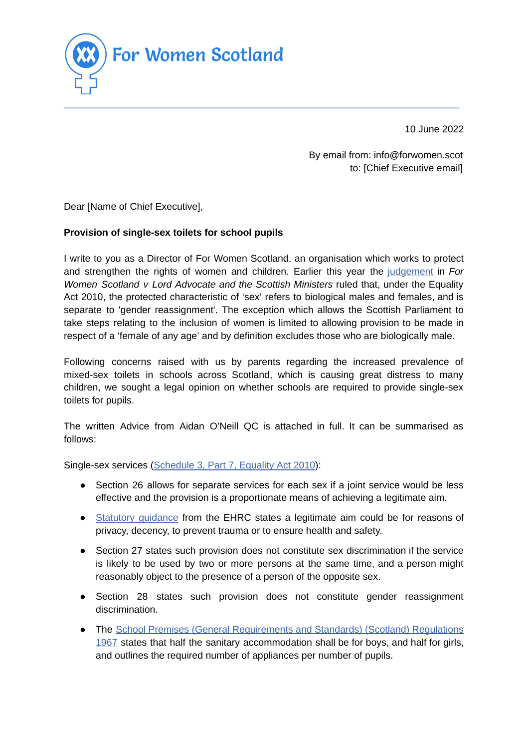# For Women Scotland

---

10 June 2022

By email from: info@forwomen.scot
to: [Chief Executive email]

Dear [Name of Chief Executive],

**Provision of single-sex toilets for school pupils**

I write to you as a Director of For Women Scotland, an organisation which works to protect and strengthen the rights of women and children. Earlier this year the judgement in *For Women Scotland v Lord Advocate and the Scottish Ministers* ruled that, under the Equality Act 2010, the protected characteristic of 'sex' refers to biological males and females, and is separate to 'gender reassignment'. The exception which allows the Scottish Parliament to take steps relating to the inclusion of women is limited to allowing provision to be made in respect of a 'female of any age' and by definition excludes those who are biologically male.

Following concerns raised with us by parents regarding the increased prevalence of mixed-sex toilets in schools across Scotland, which is causing great distress to many children, we sought a legal opinion on whether schools are required to provide single-sex toilets for pupils.

The written Advice from Aidan O'Neill QC is attached in full. It can be summarised as follows:

Single-sex services (Schedule 3, Part 7, Equality Act 2010):

- Section 26 allows for separate services for each sex if a joint service would be less effective and the provision is a proportionate means of achieving a legitimate aim.
- Statutory guidance from the EHRC states a legitimate aim could be for reasons of privacy, decency, to prevent trauma or to ensure health and safety.
- Section 27 states such provision does not constitute sex discrimination if the service is likely to be used by two or more persons at the same time, and a person might reasonably object to the presence of a person of the opposite sex.
- Section 28 states such provision does not constitute gender reassignment discrimination.
- The School Premises (General Requirements and Standards) (Scotland) Regulations 1967 states that half the sanitary accommodation shall be for boys, and half for girls, and outlines the required number of appliances per number of pupils.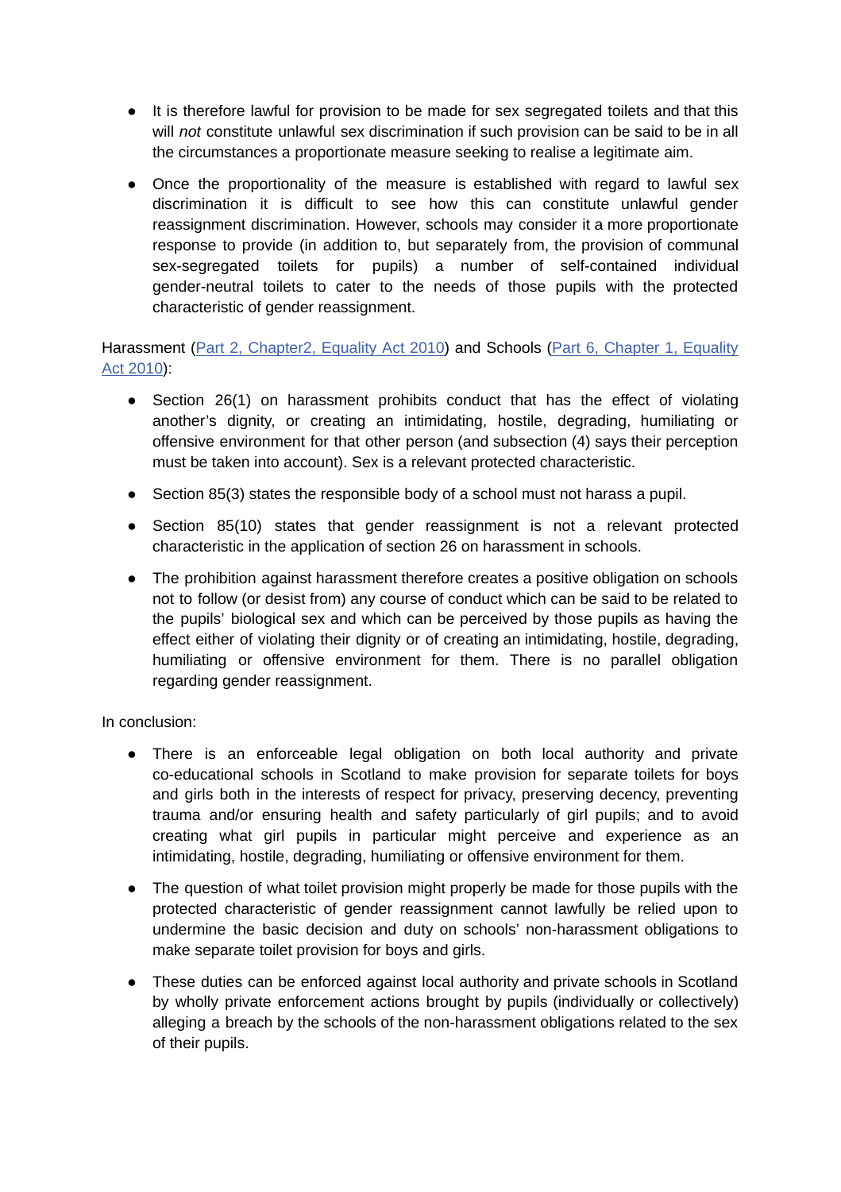- It is therefore lawful for provision to be made for sex segregated toilets and that this will *not* constitute unlawful sex discrimination if such provision can be said to be in all the circumstances a proportionate measure seeking to realise a legitimate aim.

- Once the proportionality of the measure is established with regard to lawful sex discrimination it is difficult to see how this can constitute unlawful gender reassignment discrimination. However, schools may consider it a more proportionate response to provide (in addition to, but separately from, the provision of communal sex-segregated toilets for pupils) a number of self-contained individual gender-neutral toilets to cater to the needs of those pupils with the protected characteristic of gender reassignment.

Harassment ([Part 2, Chapter2, Equality Act 2010]) and Schools ([Part 6, Chapter 1, Equality Act 2010]):

- Section 26(1) on harassment prohibits conduct that has the effect of violating another's dignity, or creating an intimidating, hostile, degrading, humiliating or offensive environment for that other person (and subsection (4) says their perception must be taken into account). Sex is a relevant protected characteristic.

- Section 85(3) states the responsible body of a school must not harass a pupil.

- Section 85(10) states that gender reassignment is not a relevant protected characteristic in the application of section 26 on harassment in schools.

- The prohibition against harassment therefore creates a positive obligation on schools not to follow (or desist from) any course of conduct which can be said to be related to the pupils' biological sex and which can be perceived by those pupils as having the effect either of violating their dignity or of creating an intimidating, hostile, degrading, humiliating or offensive environment for them. There is no parallel obligation regarding gender reassignment.

In conclusion:

- There is an enforceable legal obligation on both local authority and private co-educational schools in Scotland to make provision for separate toilets for boys and girls both in the interests of respect for privacy, preserving decency, preventing trauma and/or ensuring health and safety particularly of girl pupils; and to avoid creating what girl pupils in particular might perceive and experience as an intimidating, hostile, degrading, humiliating or offensive environment for them.

- The question of what toilet provision might properly be made for those pupils with the protected characteristic of gender reassignment cannot lawfully be relied upon to undermine the basic decision and duty on schools' non-harassment obligations to make separate toilet provision for boys and girls.

- These duties can be enforced against local authority and private schools in Scotland by wholly private enforcement actions brought by pupils (individually or collectively) alleging a breach by the schools of the non-harassment obligations related to the sex of their pupils.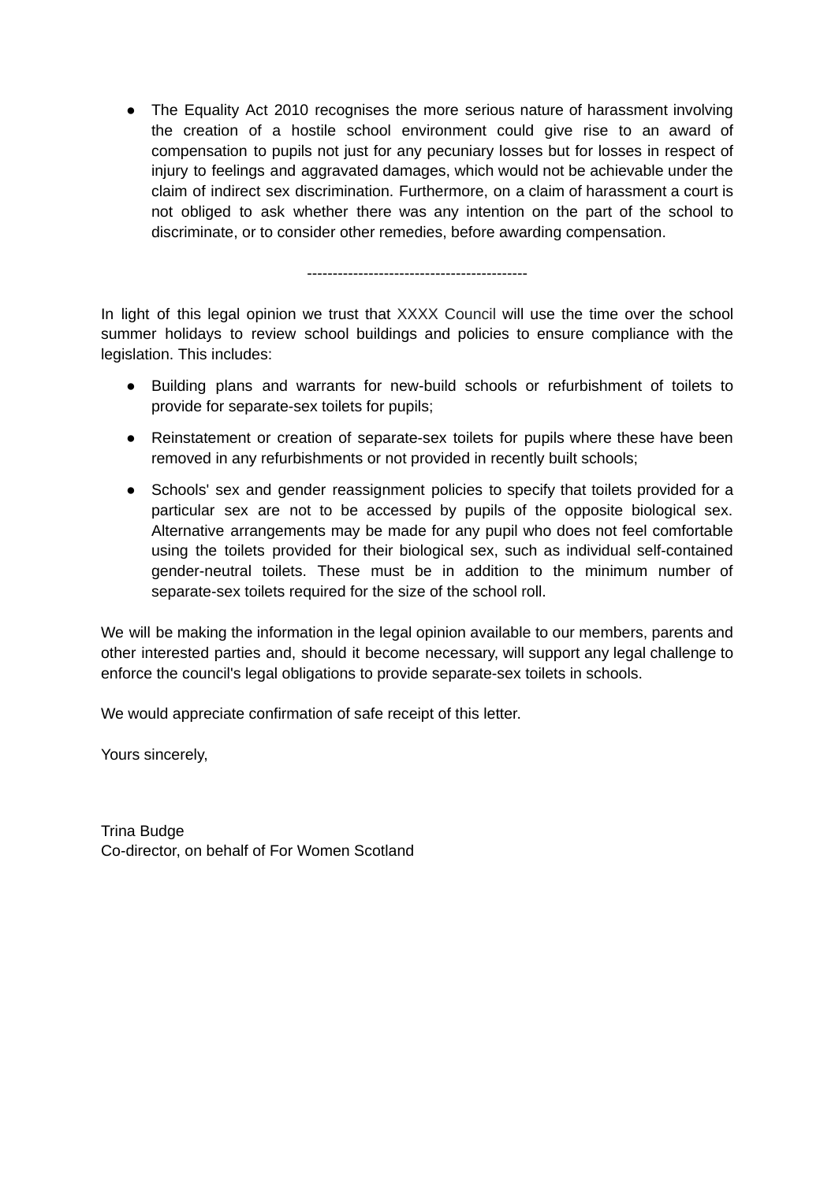- The Equality Act 2010 recognises the more serious nature of harassment involving the creation of a hostile school environment could give rise to an award of compensation to pupils not just for any pecuniary losses but for losses in respect of injury to feelings and aggravated damages, which would not be achievable under the claim of indirect sex discrimination. Furthermore, on a claim of harassment a court is not obliged to ask whether there was any intention on the part of the school to discriminate, or to consider other remedies, before awarding compensation.

-------------------------------------------

In light of this legal opinion we trust that XXXX Council will use the time over the school summer holidays to review school buildings and policies to ensure compliance with the legislation. This includes:

- Building plans and warrants for new-build schools or refurbishment of toilets to provide for separate-sex toilets for pupils;
- Reinstatement or creation of separate-sex toilets for pupils where these have been removed in any refurbishments or not provided in recently built schools;
- Schools' sex and gender reassignment policies to specify that toilets provided for a particular sex are not to be accessed by pupils of the opposite biological sex. Alternative arrangements may be made for any pupil who does not feel comfortable using the toilets provided for their biological sex, such as individual self-contained gender-neutral toilets. These must be in addition to the minimum number of separate-sex toilets required for the size of the school roll.

We will be making the information in the legal opinion available to our members, parents and other interested parties and, should it become necessary, will support any legal challenge to enforce the council's legal obligations to provide separate-sex toilets in schools.

We would appreciate confirmation of safe receipt of this letter.

Yours sincerely,

Trina Budge
Co-director, on behalf of For Women Scotland